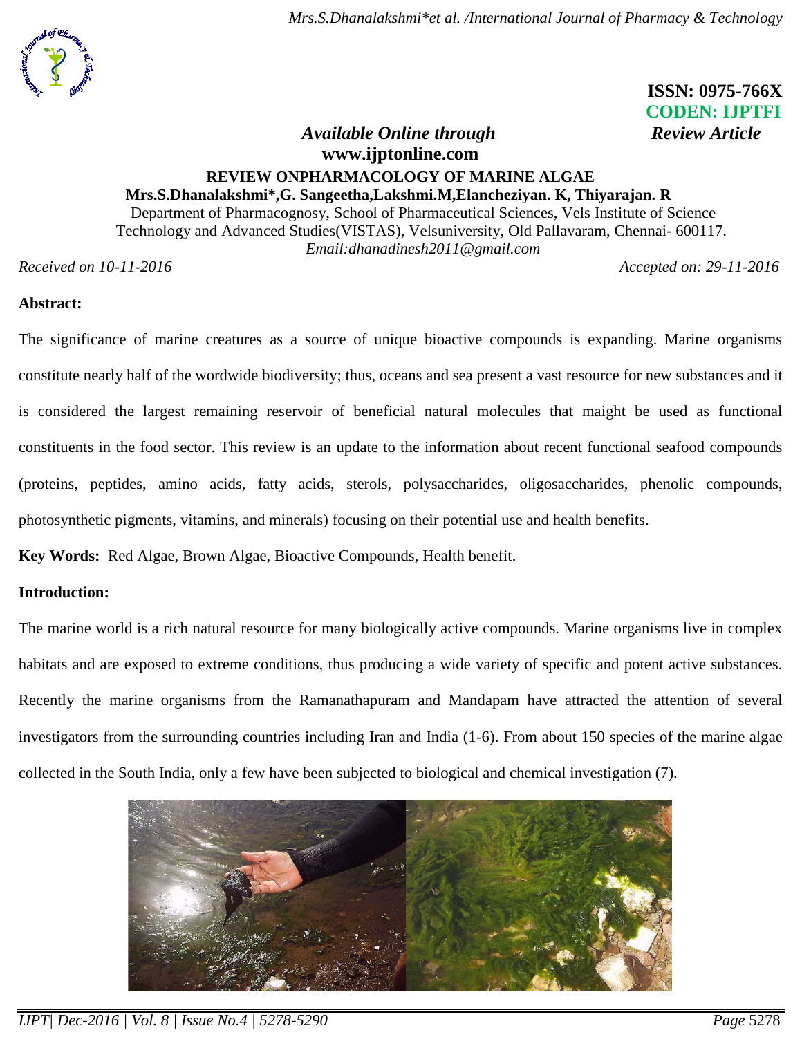**ISSN: 0975-766X**
**CODEN: IJPTFI**

*Available Online through* *Review Article*
**www.ijptonline.com**

# REVIEW ONPHARMACOLOGY OF MARINE ALGAE

**Mrs.S.Dhanalakshmi\*,G. Sangeetha,Lakshmi.M,Elancheziyan. K, Thiyarajan. R**

Department of Pharmacognosy, School of Pharmaceutical Sciences, Vels Institute of Science Technology and Advanced Studies(VISTAS), Velsuniversity, Old Pallavaram, Chennai- 600117.

*Email:dhanadinesh2011@gmail.com*

*Received on 10-11-2016* *Accepted on: 29-11-2016*

## Abstract:

The significance of marine creatures as a source of unique bioactive compounds is expanding. Marine organisms constitute nearly half of the wordwide biodiversity; thus, oceans and sea present a vast resource for new substances and it is considered the largest remaining reservoir of beneficial natural molecules that maight be used as functional constituents in the food sector. This review is an update to the information about recent functional seafood compounds (proteins, peptides, amino acids, fatty acids, sterols, polysaccharides, oligosaccharides, phenolic compounds, photosynthetic pigments, vitamins, and minerals) focusing on their potential use and health benefits.

**Key Words:** Red Algae, Brown Algae, Bioactive Compounds, Health benefit.

## Introduction:

The marine world is a rich natural resource for many biologically active compounds. Marine organisms live in complex habitats and are exposed to extreme conditions, thus producing a wide variety of specific and potent active substances. Recently the marine organisms from the Ramanathapuram and Mandapam have attracted the attention of several investigators from the surrounding countries including Iran and India (1-6). From about 150 species of the marine algae collected in the South India, only a few have been subjected to biological and chemical investigation (7).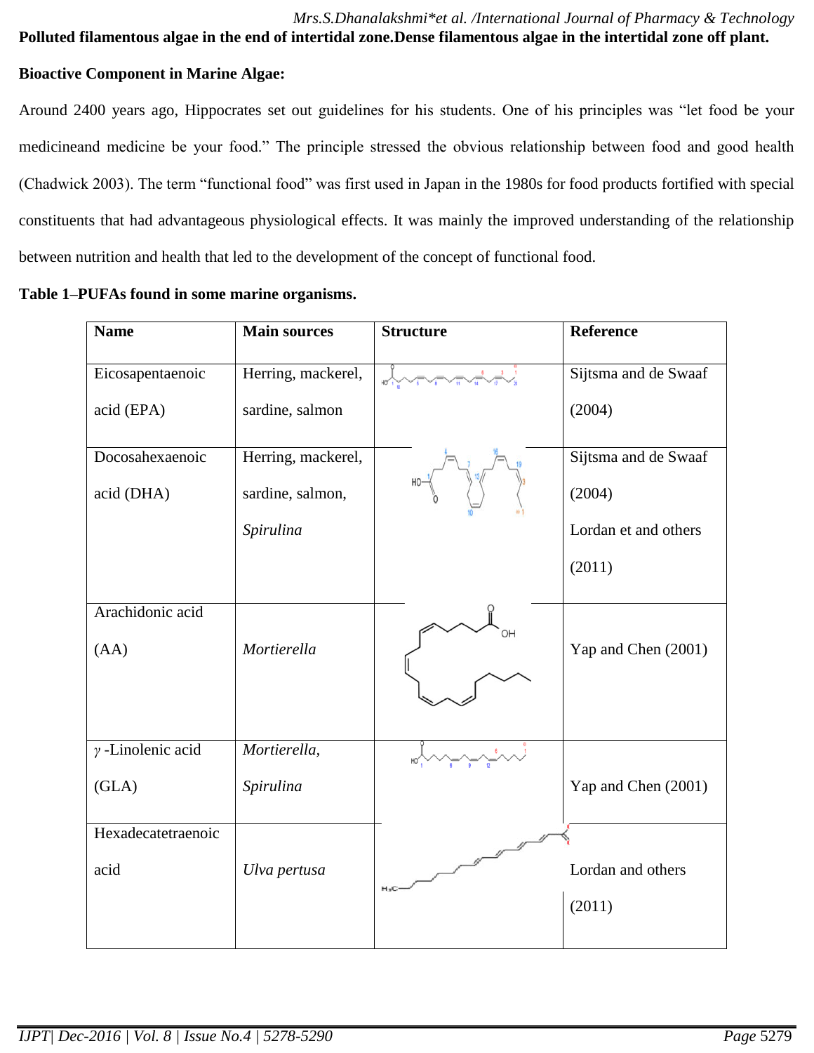**Polluted filamentous algae in the end of intertidal zone.Dense filamentous algae in the intertidal zone off plant.**

**Bioactive Component in Marine Algae:**

Around 2400 years ago, Hippocrates set out guidelines for his students. One of his principles was "let food be your medicineand medicine be your food." The principle stressed the obvious relationship between food and good health (Chadwick 2003). The term "functional food" was first used in Japan in the 1980s for food products fortified with special constituents that had advantageous physiological effects. It was mainly the improved understanding of the relationship between nutrition and health that led to the development of the concept of functional food.

**Table 1–PUFAs found in some marine organisms.**

| Name | Main sources | Structure | Reference |
|---|---|---|---|
| Eicosapentaenoic acid (EPA) | Herring, mackerel, sardine, salmon | | Sijtsma and de Swaaf (2004) |
| Docosahexaenoic acid (DHA) | Herring, mackerel, sardine, salmon, *Spirulina* | | Sijtsma and de Swaaf (2004) Lordan et and others (2011) |
| Arachidonic acid (AA) | *Mortierella* | | Yap and Chen (2001) |
| $\gamma$ -Linolenic acid (GLA) | *Mortierella*, *Spirulina* | | Yap and Chen (2001) |
| Hexadecatetraenoic acid | *Ulva pertusa* | | Lordan and others (2011) |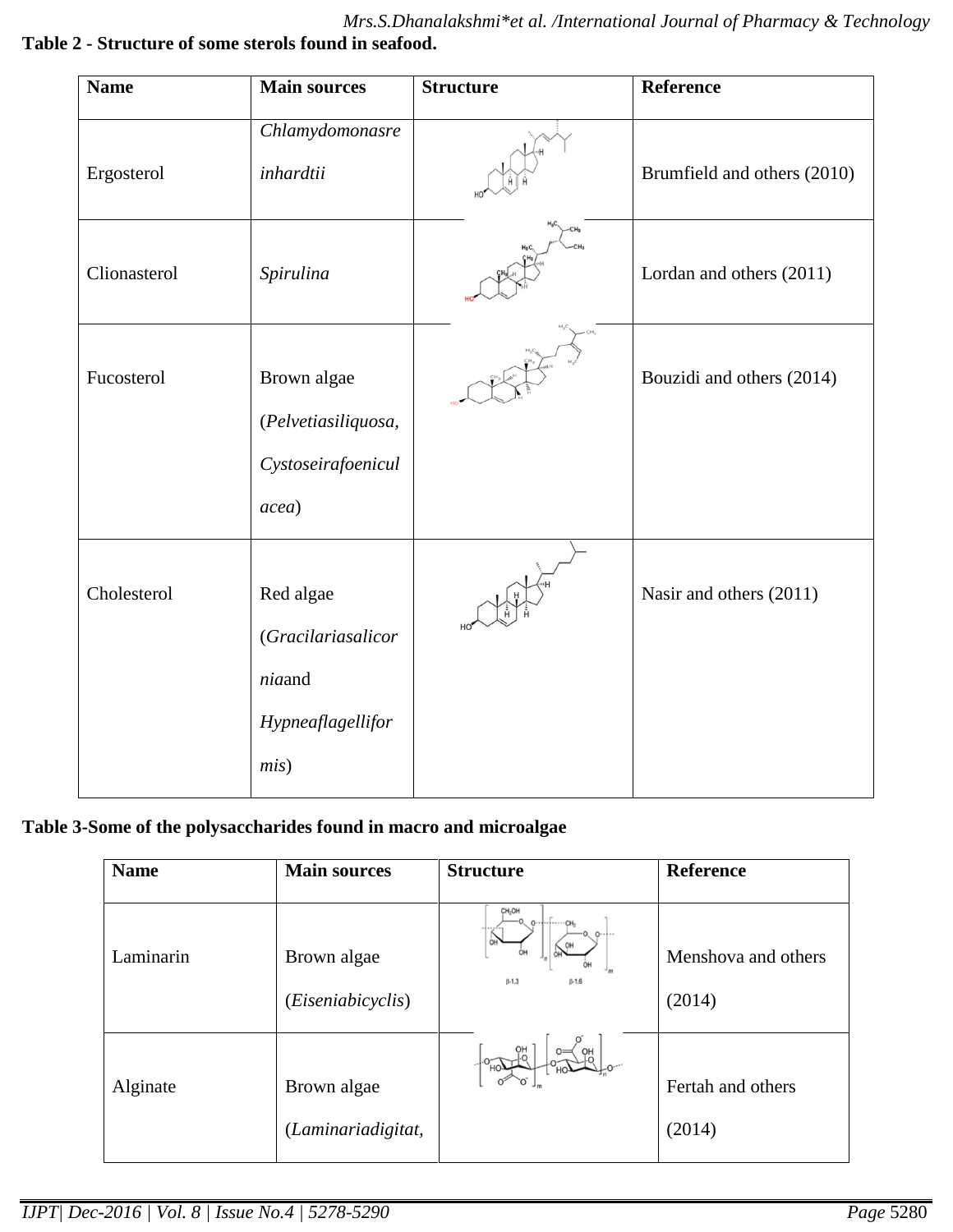**Table 2 - Structure of some sterols found in seafood.**

| Name | Main sources | Structure | Reference |
|---|---|---|---|
| Ergosterol | *Chlamydomonasreinhardtii* | | Brumfield and others (2010) |
| Clionasterol | *Spirulina* | | Lordan and others (2011) |
| Fucosterol | Brown algae (*Pelvetiasiliquosa, Cystoseirafoeniculacea*) | | Bouzidi and others (2014) |
| Cholesterol | Red algae (*Gracilariasalicornia*and *Hypneaflagelliformis*) | | Nasir and others (2011) |

**Table 3-Some of the polysaccharides found in macro and microalgae**

| Name | Main sources | Structure | Reference |
|---|---|---|---|
| Laminarin | Brown algae (*Eiseniabicyclis*) | | Menshova and others (2014) |
| Alginate | Brown algae (*Laminariadigitat,* | | Fertah and others (2014) |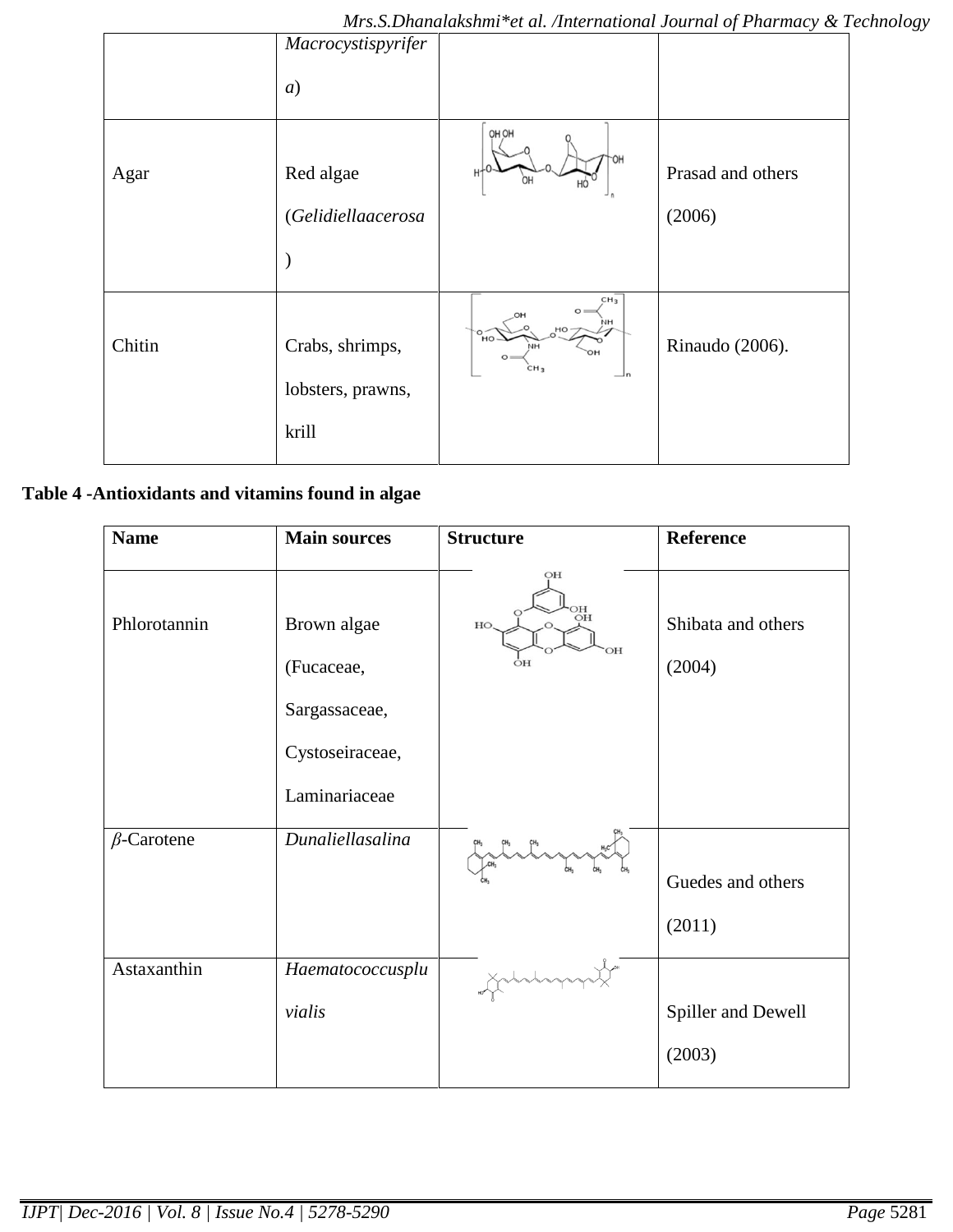| | *Macrocystispyrifera*) | | |
|---|---|---|---|
| Agar | Red algae (*Gelidiellaacerosa*) | | Prasad and others (2006) |
| Chitin | Crabs, shrimps, lobsters, prawns, krill | | Rinaudo (2006). |

**Table 4 -Antioxidants and vitamins found in algae**

| Name | Main sources | Structure | Reference |
|---|---|---|---|
| Phlorotannin | Brown algae (Fucaceae, Sargassaceae, Cystoseiraceae, Laminariaceae | | Shibata and others (2004) |
| *β*-Carotene | *Dunaliellasalina* | | Guedes and others (2011) |
| Astaxanthin | *Haematococcuspluvialis* | | Spiller and Dewell (2003) |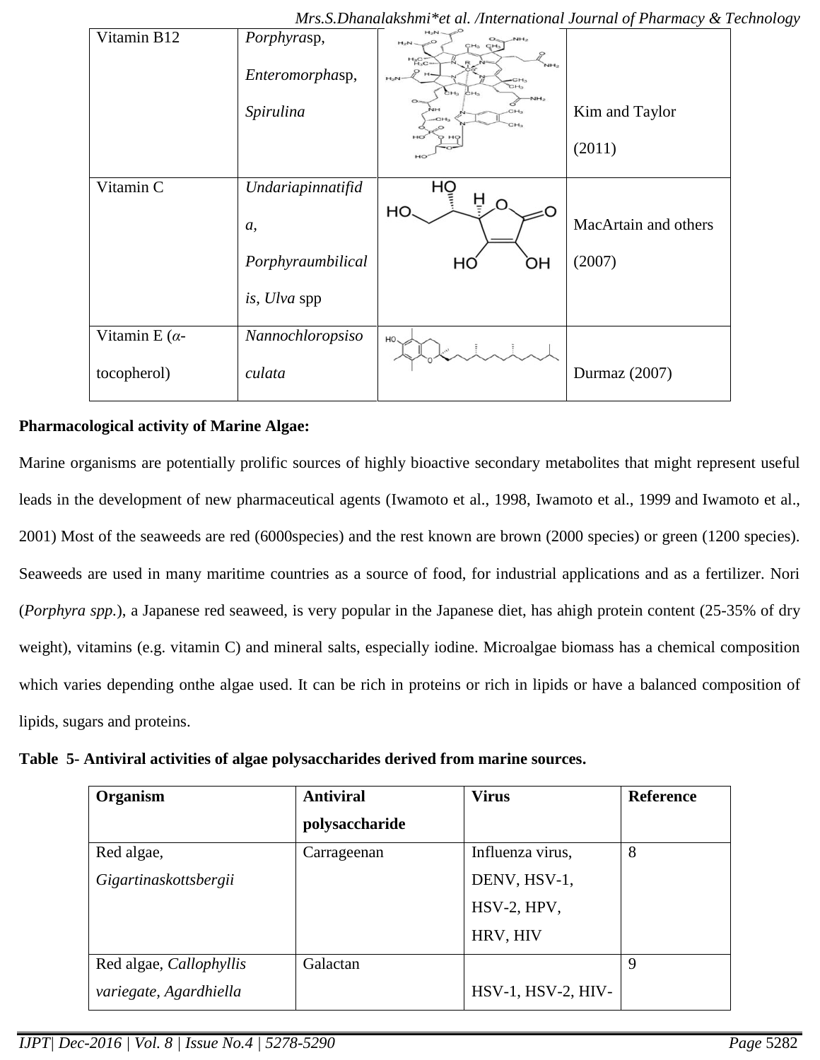| Vitamin B12 | *Porphyra*sp, *Enteromorpha*sp, *Spirulina* | | Kim and Taylor (2011) |
|---|---|---|---|
| Vitamin C | *Undariapinnatifida*, *Porphyraumbilicalis*, *Ulva* spp | | MacArtain and others (2007) |
| Vitamin E (*α*-tocopherol) | *Nannochloropsisoculata* | | Durmaz (2007) |

**Pharmacological activity of Marine Algae:**

Marine organisms are potentially prolific sources of highly bioactive secondary metabolites that might represent useful leads in the development of new pharmaceutical agents (Iwamoto et al., 1998, Iwamoto et al., 1999 and Iwamoto et al., 2001) Most of the seaweeds are red (6000species) and the rest known are brown (2000 species) or green (1200 species). Seaweeds are used in many maritime countries as a source of food, for industrial applications and as a fertilizer. Nori (*Porphyra spp.*), a Japanese red seaweed, is very popular in the Japanese diet, has ahigh protein content (25-35% of dry weight), vitamins (e.g. vitamin C) and mineral salts, especially iodine. Microalgae biomass has a chemical composition which varies depending onthe algae used. It can be rich in proteins or rich in lipids or have a balanced composition of lipids, sugars and proteins.

**Table 5- Antiviral activities of algae polysaccharides derived from marine sources.**

| Organism | Antiviral polysaccharide | Virus | Reference |
|---|---|---|---|
| Red algae, *Gigartinaskottsbergii* | Carrageenan | Influenza virus, DENV, HSV-1, HSV-2, HPV, HRV, HIV | 8 |
| Red algae, *Callophyllis variegate, Agardhiella* | Galactan | HSV-1, HSV-2, HIV- | 9 |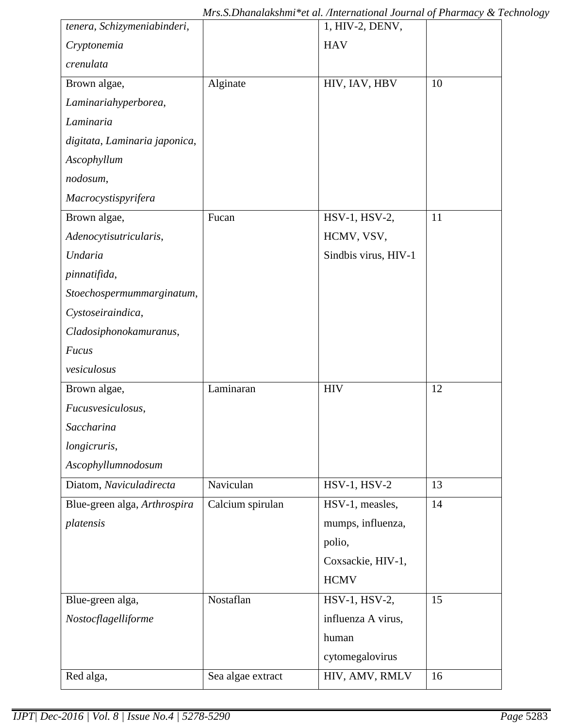| | | | |
|---|---|---|---|
| *tenera*, *Schizymeniabinderi*, *Cryptonemia crenulata* | | 1, HIV-2, DENV, HAV | |
| Brown algae, *Laminariahyperborea*, *Laminaria digitata*, *Laminaria japonica*, *Ascophyllum nodosum*, *Macrocystispyrifera* | Alginate | HIV, IAV, HBV | 10 |
| Brown algae, *Adenocytisutricularis*, *Undaria pinnatifida*, *Stoechospermummarginatum*, *Cystoseiraindica*, *Cladosiphonokamuranus*, *Fucus vesiculosus* | Fucan | HSV-1, HSV-2, HCMV, VSV, Sindbis virus, HIV-1 | 11 |
| Brown algae, *Fucusvesiculosus*, *Saccharina longicruris*, *Ascophyllumnodosum* | Laminaran | HIV | 12 |
| Diatom, *Naviculadirecta* | Naviculan | HSV-1, HSV-2 | 13 |
| Blue-green alga, *Arthrospira platensis* | Calcium spirulan | HSV-1, measles, mumps, influenza, polio, Coxsackie, HIV-1, HCMV | 14 |
| Blue-green alga, *Nostocflagelliforme* | Nostaflan | HSV-1, HSV-2, influenza A virus, human cytomegalovirus | 15 |
| Red alga, | Sea algae extract | HIV, AMV, RMLV | 16 |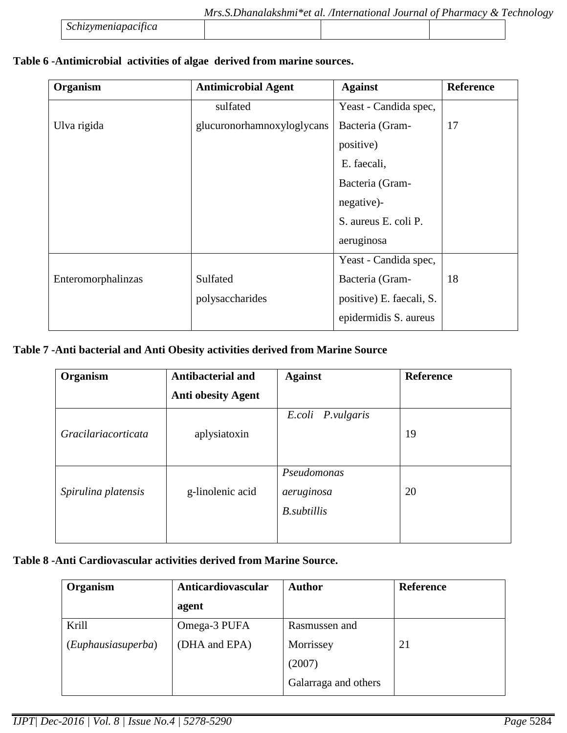| *Schizymeniapacifica* | | | |
|---|---|---|---|

**Table 6 -Antimicrobial activities of algae derived from marine sources.**

| Organism | Antimicrobial Agent | Against | Reference |
|---|---|---|---|
| Ulva rigida | sulfated glucuronorhamnoxyloglycans | Yeast - Candida spec, Bacteria (Gram-positive) E. faecali, Bacteria (Gram-negative)- S. aureus E. coli P. aeruginosa | 17 |
| Enteromorphalinzas | Sulfated polysaccharides | Yeast - Candida spec, Bacteria (Gram-positive) E. faecali, S. epidermidis S. aureus | 18 |

**Table 7 -Anti bacterial and Anti Obesity activities derived from Marine Source**

| Organism | Antibacterial and Anti obesity Agent | Against | Reference |
|---|---|---|---|
| *Gracilariacorticata* | aplysiatoxin | *E.coli P.vulgaris* | 19 |
| *Spirulina platensis* | g-linolenic acid | *Pseudomonas aeruginosa B.subtillis* | 20 |

**Table 8 -Anti Cardiovascular activities derived from Marine Source.**

| Organism | Anticardiovascular agent | Author | Reference |
|---|---|---|---|
| Krill (*Euphausiasuperba*) | Omega-3 PUFA (DHA and EPA) | Rasmussen and Morrissey (2007) Galarraga and others | 21 |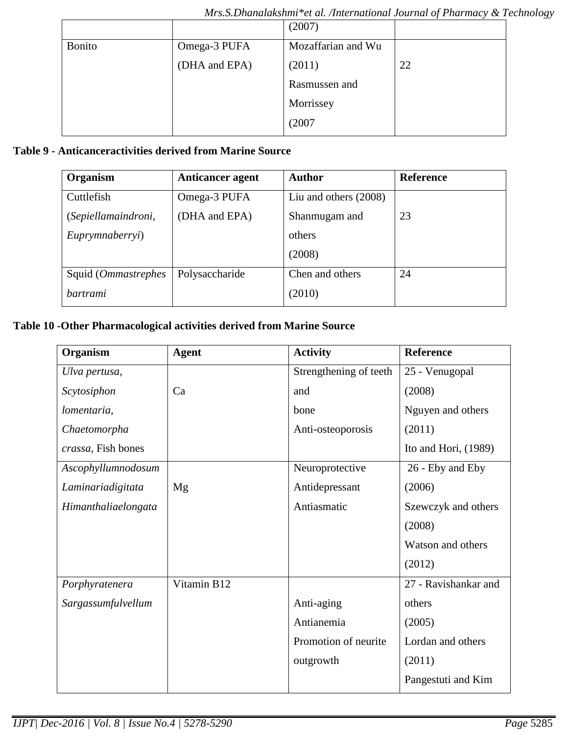| | | (2007) | |
|---|---|---|---|
| Bonito | Omega-3 PUFA (DHA and EPA) | Mozaffarian and Wu (2011) Rasmussen and Morrissey (2007 | 22 |

**Table 9 - Anticanceractivities derived from Marine Source**

| Organism | Anticancer agent | Author | Reference |
|---|---|---|---|
| Cuttlefish (*Sepiellamaindroni*, *Euprymnaberryi*) | Omega-3 PUFA (DHA and EPA) | Liu and others (2008) Shanmugam and others (2008) | 23 |
| Squid (*Ommastrephes bartrami* | Polysaccharide | Chen and others (2010) | 24 |

**Table 10 -Other Pharmacological activities derived from Marine Source**

| Organism | Agent | Activity | Reference |
|---|---|---|---|
| *Ulva pertusa*, *Scytosiphon lomentaria*, *Chaetomorpha crassa*, Fish bones | Ca | Strengthening of teeth and bone Anti-osteoporosis | 25 - Venugopal (2008) Nguyen and others (2011) Ito and Hori, (1989) |
| *Ascophyllumnodosum Laminariadigitata Himanthaliaelongata* | Mg | Neuroprotective Antidepressant Antiasmatic | 26 - Eby and Eby (2006) Szewczyk and others (2008) Watson and others (2012) |
| *Porphyratenera Sargassumfulvellum* | Vitamin B12 | Anti-aging Antianemia Promotion of neurite outgrowth | 27 - Ravishankar and others (2005) Lordan and others (2011) Pangestuti and Kim |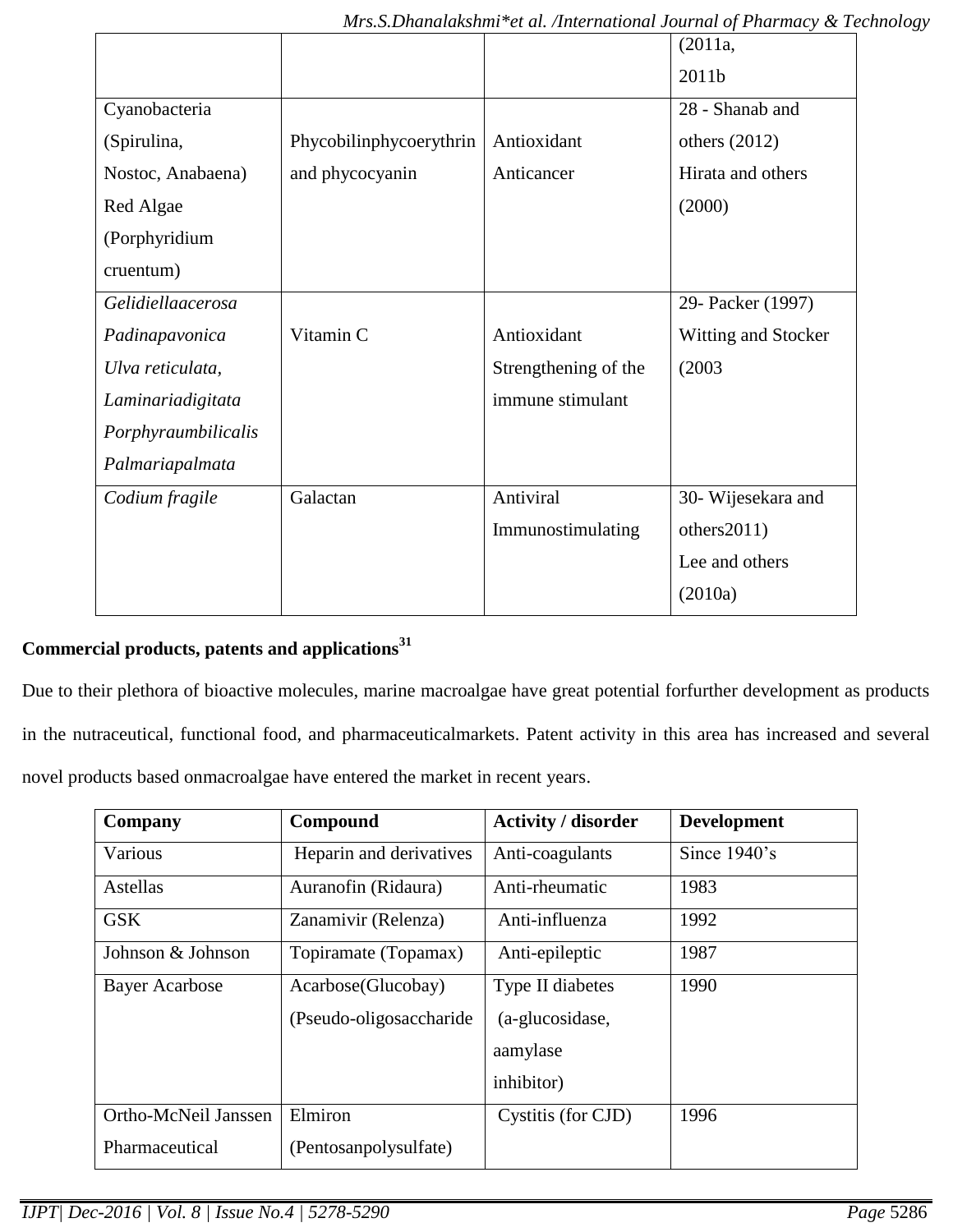| | | | (2011a, 2011b |
|---|---|---|---|
| Cyanobacteria (Spirulina, Nostoc, Anabaena) Red Algae (Porphyridium cruentum) | Phycobilinphycoerythrin and phycocyanin | Antioxidant Anticancer | 28 - Shanab and others (2012) Hirata and others (2000) |
| *Gelidiellaacerosa Padinapavonica Ulva reticulata, Laminariadigitata Porphyraumbilicalis Palmariapalmata* | Vitamin C | Antioxidant Strengthening of the immune stimulant | 29- Packer (1997) Witting and Stocker (2003 |
| *Codium fragile* | Galactan | Antiviral Immunostimulating | 30- Wijesekara and others2011) Lee and others (2010a) |

**Commercial products, patents and applications[31]**

Due to their plethora of bioactive molecules, marine macroalgae have great potential forfurther development as products in the nutraceutical, functional food, and pharmaceuticalmarkets. Patent activity in this area has increased and several novel products based onmacroalgae have entered the market in recent years.

| Company | Compound | Activity / disorder | Development |
|---|---|---|---|
| Various | Heparin and derivatives | Anti-coagulants | Since 1940's |
| Astellas | Auranofin (Ridaura) | Anti-rheumatic | 1983 |
| GSK | Zanamivir (Relenza) | Anti-influenza | 1992 |
| Johnson & Johnson | Topiramate (Topamax) | Anti-epileptic | 1987 |
| Bayer Acarbose | Acarbose(Glucobay) (Pseudo-oligosaccharide | Type II diabetes (a-glucosidase, aamylase inhibitor) | 1990 |
| Ortho-McNeil Janssen Pharmaceutical | Elmiron (Pentosanpolysulfate) | Cystitis (for CJD) | 1996 |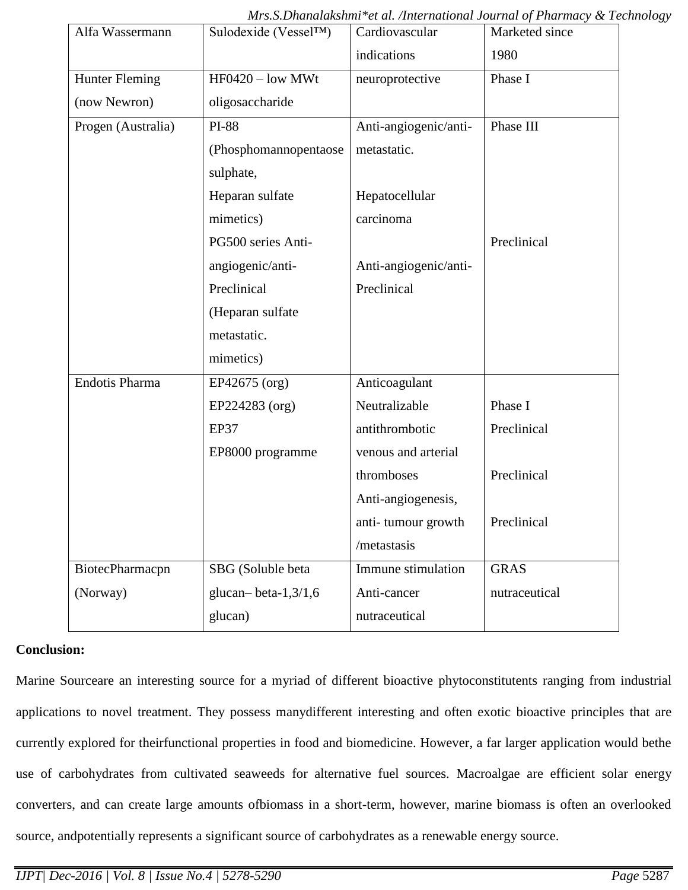| Alfa Wassermann | Sulodexide (Vessel™) | Cardiovascular indications | Marketed since 1980 |
|---|---|---|---|
| Hunter Fleming (now Newron) | HF0420 – low MWt oligosaccharide | neuroprotective | Phase I |
| Progen (Australia) | PI-88 (Phosphomannopentaose sulphate, Heparan sulfate mimetics)<br>PG500 series Anti-angiogenic/anti-Preclinical (Heparan sulfate metastatic. mimetics) | Anti-angiogenic/anti-metastatic.<br><br>Hepatocellular carcinoma<br><br>Anti-angiogenic/anti-Preclinical | Phase III<br><br><br>Preclinical |
| Endotis Pharma | EP42675 (org)<br>EP224283 (org)<br>EP37<br>EP8000 programme | Anticoagulant<br>Neutralizable antithrombotic<br>venous and arterial thromboses<br>Anti-angiogenesis, anti- tumour growth /metastasis | <br>Phase I<br>Preclinical<br><br>Preclinical<br><br>Preclinical |
| BiotecPharmacpn (Norway) | SBG (Soluble beta glucan– beta-1,3/1,6 glucan) | Immune stimulation<br>Anti-cancer nutraceutical | GRAS nutraceutical |

**Conclusion:**

Marine Sourceare an interesting source for a myriad of different bioactive phytoconstitutents ranging from industrial applications to novel treatment. They possess manydifferent interesting and often exotic bioactive principles that are currently explored for theirfunctional properties in food and biomedicine. However, a far larger application would bethe use of carbohydrates from cultivated seaweeds for alternative fuel sources. Macroalgae are efficient solar energy converters, and can create large amounts ofbiomass in a short-term, however, marine biomass is often an overlooked source, andpotentially represents a significant source of carbohydrates as a renewable energy source.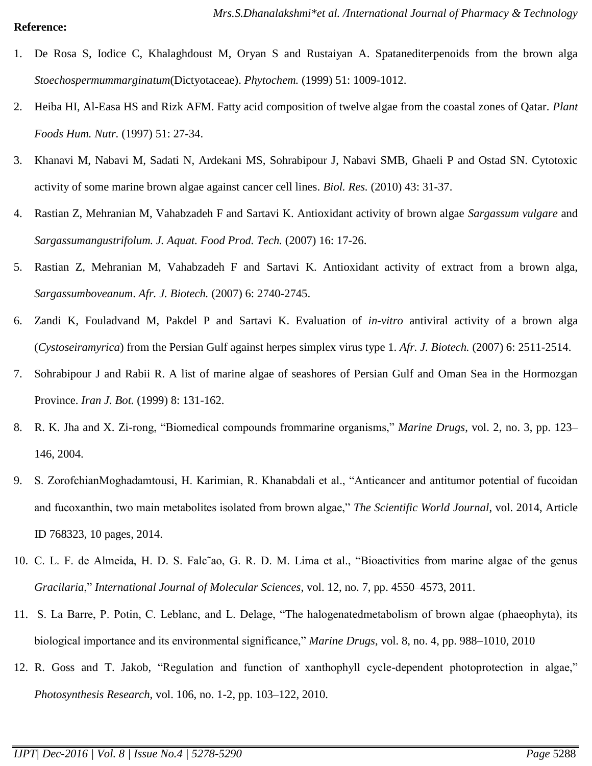**Reference:**

1. De Rosa S, Iodice C, Khalaghdoust M, Oryan S and Rustaiyan A. Spatanediterpenoids from the brown alga *Stoechospermummarginatum*(Dictyotaceae). *Phytochem.* (1999) 51: 1009-1012.
2. Heiba HI, Al-Easa HS and Rizk AFM. Fatty acid composition of twelve algae from the coastal zones of Qatar. *Plant Foods Hum. Nutr.* (1997) 51: 27-34.
3. Khanavi M, Nabavi M, Sadati N, Ardekani MS, Sohrabipour J, Nabavi SMB, Ghaeli P and Ostad SN. Cytotoxic activity of some marine brown algae against cancer cell lines. *Biol. Res.* (2010) 43: 31-37.
4. Rastian Z, Mehranian M, Vahabzadeh F and Sartavi K. Antioxidant activity of brown algae *Sargassum vulgare* and *Sargassumangustrifolum. J. Aquat. Food Prod. Tech.* (2007) 16: 17-26.
5. Rastian Z, Mehranian M, Vahabzadeh F and Sartavi K. Antioxidant activity of extract from a brown alga, *Sargassumboveanum*. *Afr. J. Biotech.* (2007) 6: 2740-2745.
6. Zandi K, Fouladvand M, Pakdel P and Sartavi K. Evaluation of *in-vitro* antiviral activity of a brown alga (*Cystoseiramyrica*) from the Persian Gulf against herpes simplex virus type 1. *Afr. J. Biotech.* (2007) 6: 2511-2514.
7. Sohrabipour J and Rabii R. A list of marine algae of seashores of Persian Gulf and Oman Sea in the Hormozgan Province. *Iran J. Bot.* (1999) 8: 131-162.
8. R. K. Jha and X. Zi-rong, "Biomedical compounds frommarine organisms," *Marine Drugs*, vol. 2, no. 3, pp. 123–146, 2004.
9. S. ZorofchianMoghadamtousi, H. Karimian, R. Khanabdali et al., "Anticancer and antitumor potential of fucoidan and fucoxanthin, two main metabolites isolated from brown algae," *The Scientific World Journal*, vol. 2014, Article ID 768323, 10 pages, 2014.
10. C. L. F. de Almeida, H. D. S. Falc˜ao, G. R. D. M. Lima et al., "Bioactivities from marine algae of the genus *Gracilaria*," *International Journal of Molecular Sciences*, vol. 12, no. 7, pp. 4550–4573, 2011.
11. S. La Barre, P. Potin, C. Leblanc, and L. Delage, "The halogenatedmetabolism of brown algae (phaeophyta), its biological importance and its environmental significance," *Marine Drugs*, vol. 8, no. 4, pp. 988–1010, 2010
12. R. Goss and T. Jakob, "Regulation and function of xanthophyll cycle-dependent photoprotection in algae," *Photosynthesis Research*, vol. 106, no. 1-2, pp. 103–122, 2010.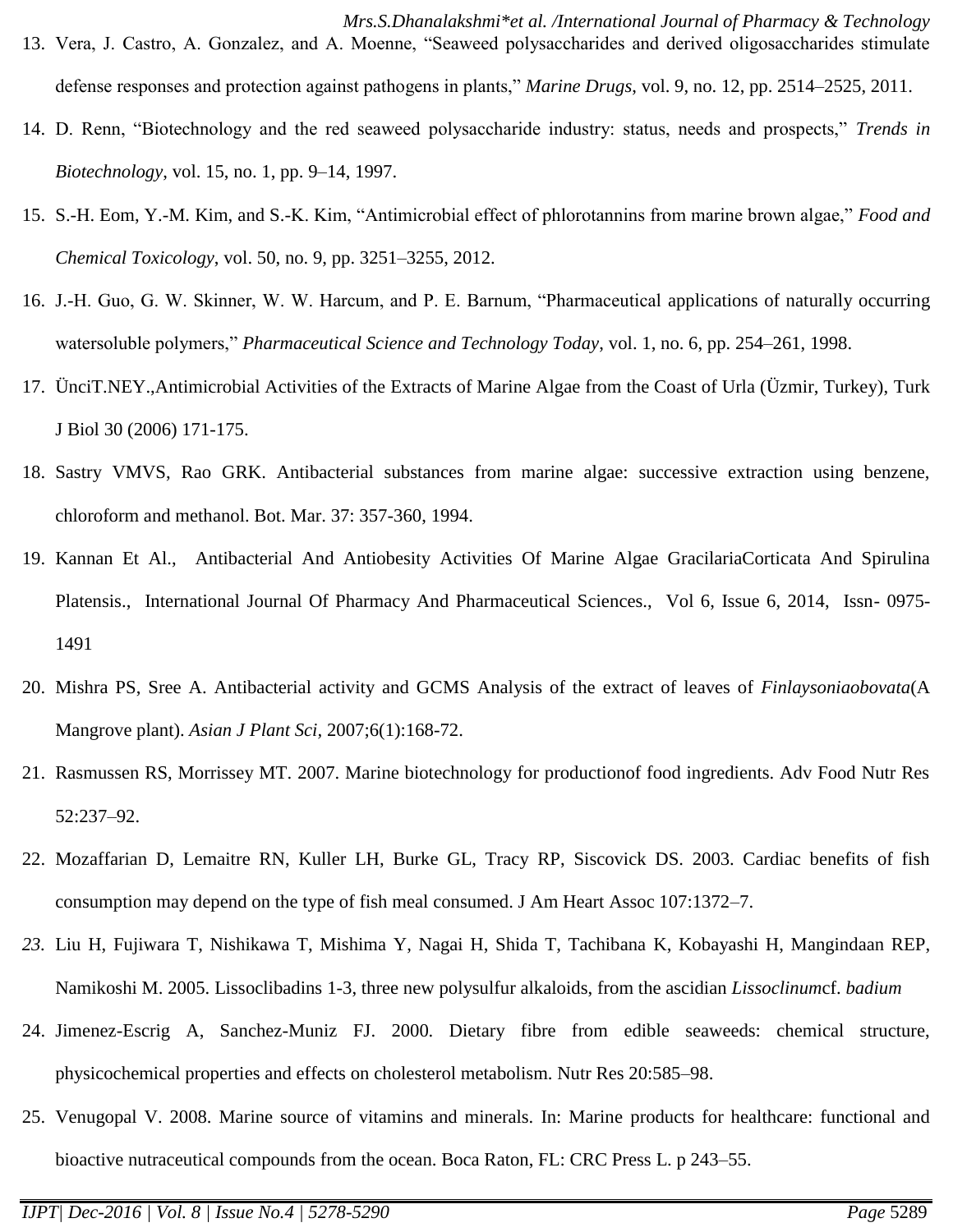13. Vera, J. Castro, A. Gonzalez, and A. Moenne, "Seaweed polysaccharides and derived oligosaccharides stimulate defense responses and protection against pathogens in plants," *Marine Drugs*, vol. 9, no. 12, pp. 2514–2525, 2011.
14. D. Renn, "Biotechnology and the red seaweed polysaccharide industry: status, needs and prospects," *Trends in Biotechnology*, vol. 15, no. 1, pp. 9–14, 1997.
15. S.-H. Eom, Y.-M. Kim, and S.-K. Kim, "Antimicrobial effect of phlorotannins from marine brown algae," *Food and Chemical Toxicology*, vol. 50, no. 9, pp. 3251–3255, 2012.
16. J.-H. Guo, G. W. Skinner, W. W. Harcum, and P. E. Barnum, "Pharmaceutical applications of naturally occurring watersoluble polymers," *Pharmaceutical Science and Technology Today*, vol. 1, no. 6, pp. 254–261, 1998.
17. ÜnciT.NEY.,Antimicrobial Activities of the Extracts of Marine Algae from the Coast of Urla (Üzmir, Turkey), Turk J Biol 30 (2006) 171-175.
18. Sastry VMVS, Rao GRK. Antibacterial substances from marine algae: successive extraction using benzene, chloroform and methanol. Bot. Mar. 37: 357-360, 1994.
19. Kannan Et Al., Antibacterial And Antiobesity Activities Of Marine Algae GracilariaCorticata And Spirulina Platensis., International Journal Of Pharmacy And Pharmaceutical Sciences., Vol 6, Issue 6, 2014, Issn- 0975-1491
20. Mishra PS, Sree A. Antibacterial activity and GCMS Analysis of the extract of leaves of *Finlaysoniaobovata*(A Mangrove plant). *Asian J Plant Sci*, 2007;6(1):168-72.
21. Rasmussen RS, Morrissey MT. 2007. Marine biotechnology for productionof food ingredients. Adv Food Nutr Res 52:237–92.
22. Mozaffarian D, Lemaitre RN, Kuller LH, Burke GL, Tracy RP, Siscovick DS. 2003. Cardiac benefits of fish consumption may depend on the type of fish meal consumed. J Am Heart Assoc 107:1372–7.
23. Liu H, Fujiwara T, Nishikawa T, Mishima Y, Nagai H, Shida T, Tachibana K, Kobayashi H, Mangindaan REP, Namikoshi M. 2005. Lissoclibadins 1-3, three new polysulfur alkaloids, from the ascidian *Lissoclinum*cf. *badium*
24. Jimenez-Escrig A, Sanchez-Muniz FJ. 2000. Dietary fibre from edible seaweeds: chemical structure, physicochemical properties and effects on cholesterol metabolism. Nutr Res 20:585–98.
25. Venugopal V. 2008. Marine source of vitamins and minerals. In: Marine products for healthcare: functional and bioactive nutraceutical compounds from the ocean. Boca Raton, FL: CRC Press L. p 243–55.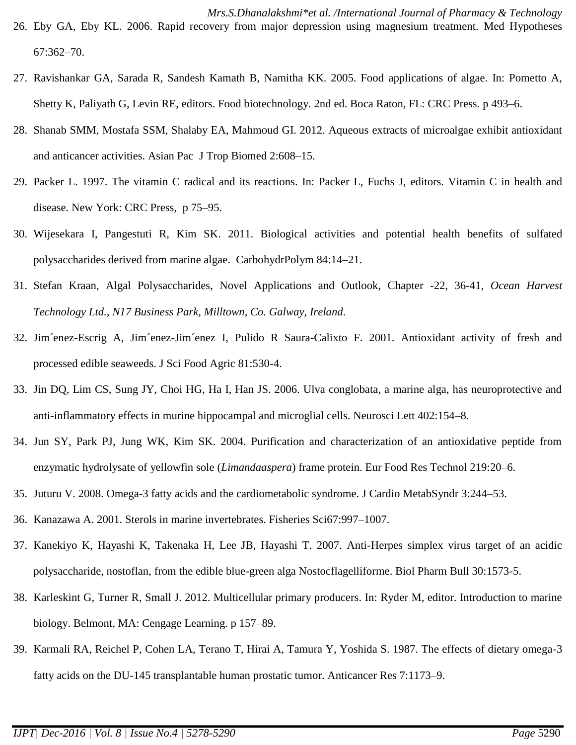26. Eby GA, Eby KL. 2006. Rapid recovery from major depression using magnesium treatment. Med Hypotheses 67:362–70.
27. Ravishankar GA, Sarada R, Sandesh Kamath B, Namitha KK. 2005. Food applications of algae. In: Pometto A, Shetty K, Paliyath G, Levin RE, editors. Food biotechnology. 2nd ed. Boca Raton, FL: CRC Press. p 493–6.
28. Shanab SMM, Mostafa SSM, Shalaby EA, Mahmoud GI. 2012. Aqueous extracts of microalgae exhibit antioxidant and anticancer activities. Asian Pac J Trop Biomed 2:608–15.
29. Packer L. 1997. The vitamin C radical and its reactions. In: Packer L, Fuchs J, editors. Vitamin C in health and disease. New York: CRC Press, p 75–95.
30. Wijesekara I, Pangestuti R, Kim SK. 2011. Biological activities and potential health benefits of sulfated polysaccharides derived from marine algae. CarbohydrPolym 84:14–21.
31. Stefan Kraan, Algal Polysaccharides, Novel Applications and Outlook, Chapter -22, 36-41, *Ocean Harvest Technology Ltd., N17 Business Park, Milltown, Co. Galway, Ireland.*
32. Jim´enez-Escrig A, Jim´enez-Jim´enez I, Pulido R Saura-Calixto F. 2001. Antioxidant activity of fresh and processed edible seaweeds. J Sci Food Agric 81:530-4.
33. Jin DQ, Lim CS, Sung JY, Choi HG, Ha I, Han JS. 2006. Ulva conglobata, a marine alga, has neuroprotective and anti-inflammatory effects in murine hippocampal and microglial cells. Neurosci Lett 402:154–8.
34. Jun SY, Park PJ, Jung WK, Kim SK. 2004. Purification and characterization of an antioxidative peptide from enzymatic hydrolysate of yellowfin sole (*Limandaaspera*) frame protein. Eur Food Res Technol 219:20–6.
35. Juturu V. 2008. Omega-3 fatty acids and the cardiometabolic syndrome. J Cardio MetabSyndr 3:244–53.
36. Kanazawa A. 2001. Sterols in marine invertebrates. Fisheries Sci67:997–1007.
37. Kanekiyo K, Hayashi K, Takenaka H, Lee JB, Hayashi T. 2007. Anti-Herpes simplex virus target of an acidic polysaccharide, nostoflan, from the edible blue-green alga Nostocflagelliforme. Biol Pharm Bull 30:1573-5.
38. Karleskint G, Turner R, Small J. 2012. Multicellular primary producers. In: Ryder M, editor. Introduction to marine biology. Belmont, MA: Cengage Learning. p 157–89.
39. Karmali RA, Reichel P, Cohen LA, Terano T, Hirai A, Tamura Y, Yoshida S. 1987. The effects of dietary omega-3 fatty acids on the DU-145 transplantable human prostatic tumor. Anticancer Res 7:1173–9.